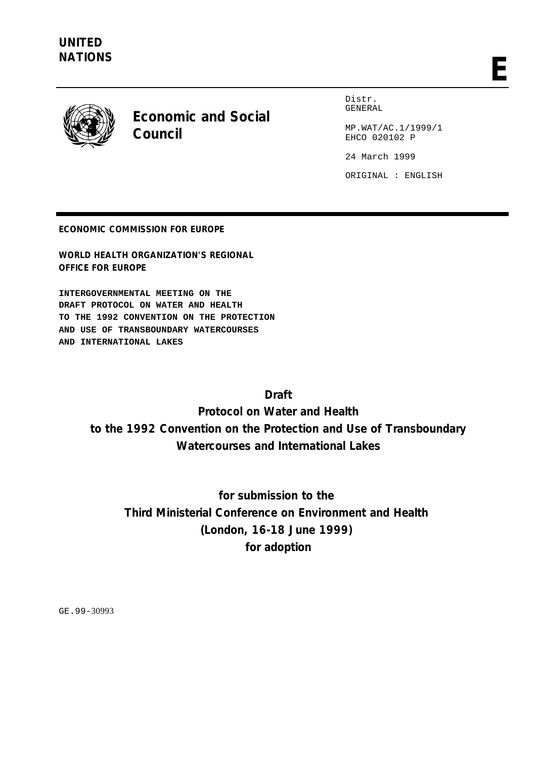UNITED NATIONS

E

# Economic and Social Council

Distr.
GENERAL

MP.WAT/AC.1/1999/1
EHCO 020102 P

24 March 1999

ORIGINAL : ENGLISH

**ECONOMIC COMMISSION FOR EUROPE**

**WORLD HEALTH ORGANIZATION'S REGIONAL OFFICE FOR EUROPE**

**INTERGOVERNMENTAL MEETING ON THE DRAFT PROTOCOL ON WATER AND HEALTH TO THE 1992 CONVENTION ON THE PROTECTION AND USE OF TRANSBOUNDARY WATERCOURSES AND INTERNATIONAL LAKES**

## Draft
## Protocol on Water and Health
## to the 1992 Convention on the Protection and Use of Transboundary Watercourses and International Lakes

**for submission to the**
**Third Ministerial Conference on Environment and Health**
**(London, 16-18 June 1999)**
**for adoption**

GE.99-30993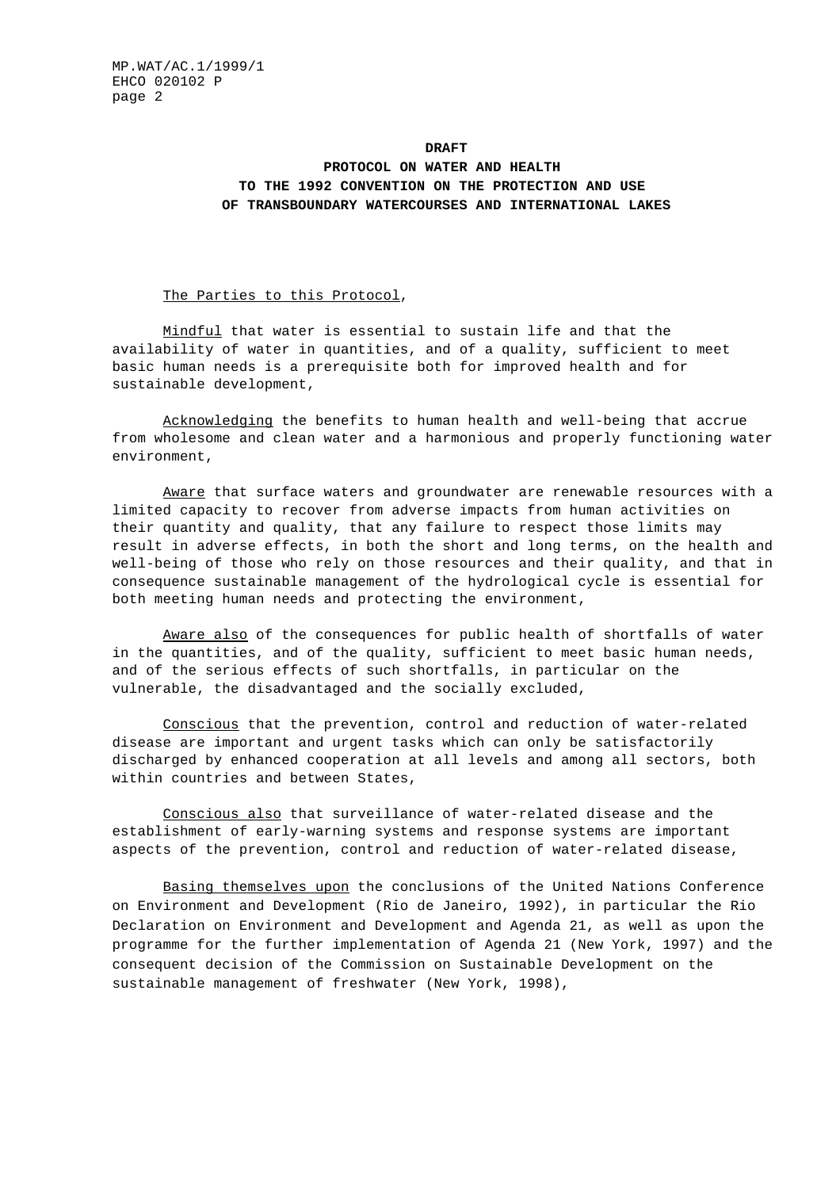**DRAFT**

# PROTOCOL ON WATER AND HEALTH TO THE 1992 CONVENTION ON THE PROTECTION AND USE OF TRANSBOUNDARY WATERCOURSES AND INTERNATIONAL LAKES

_The Parties to this Protocol_,

_Mindful_ that water is essential to sustain life and that the availability of water in quantities, and of a quality, sufficient to meet basic human needs is a prerequisite both for improved health and for sustainable development,

_Acknowledging_ the benefits to human health and well-being that accrue from wholesome and clean water and a harmonious and properly functioning water environment,

_Aware_ that surface waters and groundwater are renewable resources with a limited capacity to recover from adverse impacts from human activities on their quantity and quality, that any failure to respect those limits may result in adverse effects, in both the short and long terms, on the health and well-being of those who rely on those resources and their quality, and that in consequence sustainable management of the hydrological cycle is essential for both meeting human needs and protecting the environment,

_Aware also_ of the consequences for public health of shortfalls of water in the quantities, and of the quality, sufficient to meet basic human needs, and of the serious effects of such shortfalls, in particular on the vulnerable, the disadvantaged and the socially excluded,

_Conscious_ that the prevention, control and reduction of water-related disease are important and urgent tasks which can only be satisfactorily discharged by enhanced cooperation at all levels and among all sectors, both within countries and between States,

_Conscious also_ that surveillance of water-related disease and the establishment of early-warning systems and response systems are important aspects of the prevention, control and reduction of water-related disease,

_Basing themselves upon_ the conclusions of the United Nations Conference on Environment and Development (Rio de Janeiro, 1992), in particular the Rio Declaration on Environment and Development and Agenda 21, as well as upon the programme for the further implementation of Agenda 21 (New York, 1997) and the consequent decision of the Commission on Sustainable Development on the sustainable management of freshwater (New York, 1998),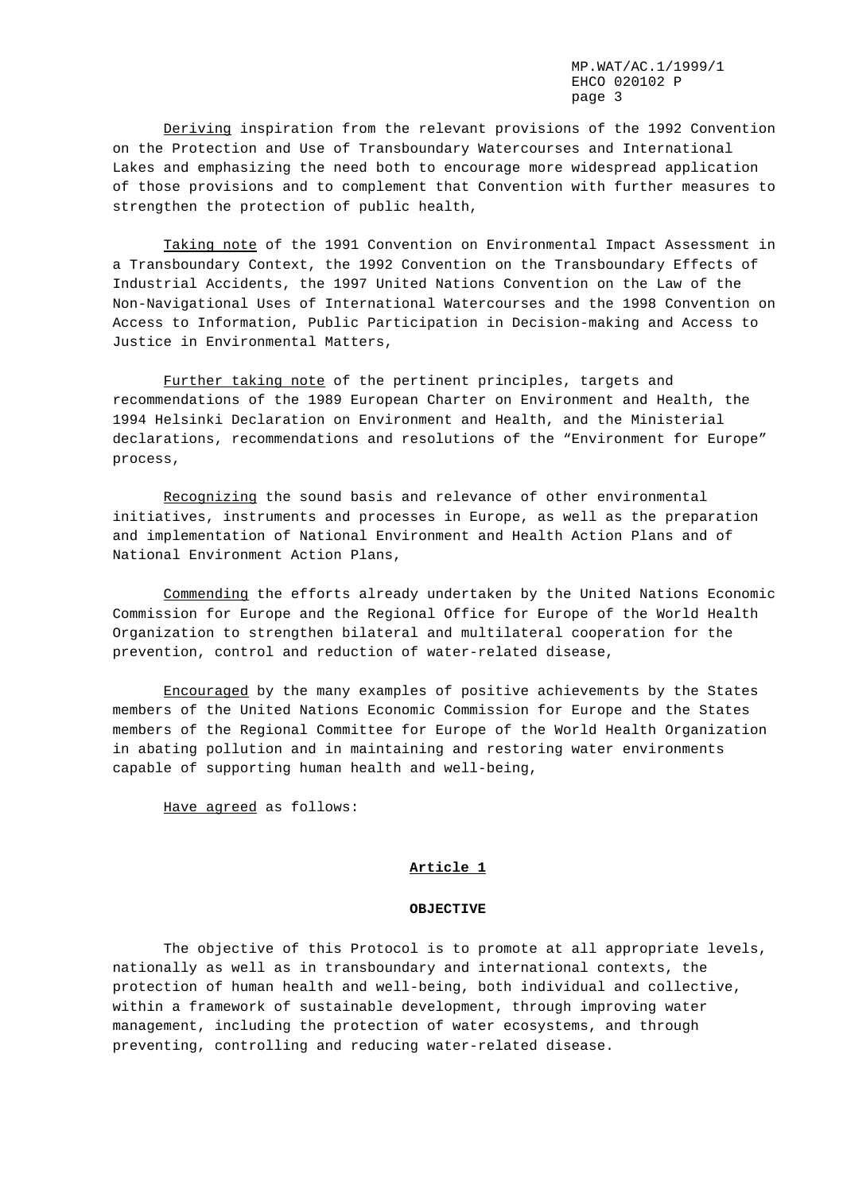Deriving inspiration from the relevant provisions of the 1992 Convention on the Protection and Use of Transboundary Watercourses and International Lakes and emphasizing the need both to encourage more widespread application of those provisions and to complement that Convention with further measures to strengthen the protection of public health,

Taking note of the 1991 Convention on Environmental Impact Assessment in a Transboundary Context, the 1992 Convention on the Transboundary Effects of Industrial Accidents, the 1997 United Nations Convention on the Law of the Non-Navigational Uses of International Watercourses and the 1998 Convention on Access to Information, Public Participation in Decision-making and Access to Justice in Environmental Matters,

Further taking note of the pertinent principles, targets and recommendations of the 1989 European Charter on Environment and Health, the 1994 Helsinki Declaration on Environment and Health, and the Ministerial declarations, recommendations and resolutions of the “Environment for Europe” process,

Recognizing the sound basis and relevance of other environmental initiatives, instruments and processes in Europe, as well as the preparation and implementation of National Environment and Health Action Plans and of National Environment Action Plans,

Commending the efforts already undertaken by the United Nations Economic Commission for Europe and the Regional Office for Europe of the World Health Organization to strengthen bilateral and multilateral cooperation for the prevention, control and reduction of water-related disease,

Encouraged by the many examples of positive achievements by the States members of the United Nations Economic Commission for Europe and the States members of the Regional Committee for Europe of the World Health Organization in abating pollution and in maintaining and restoring water environments capable of supporting human health and well-being,

Have agreed as follows:

## Article 1

### OBJECTIVE

The objective of this Protocol is to promote at all appropriate levels, nationally as well as in transboundary and international contexts, the protection of human health and well-being, both individual and collective, within a framework of sustainable development, through improving water management, including the protection of water ecosystems, and through preventing, controlling and reducing water-related disease.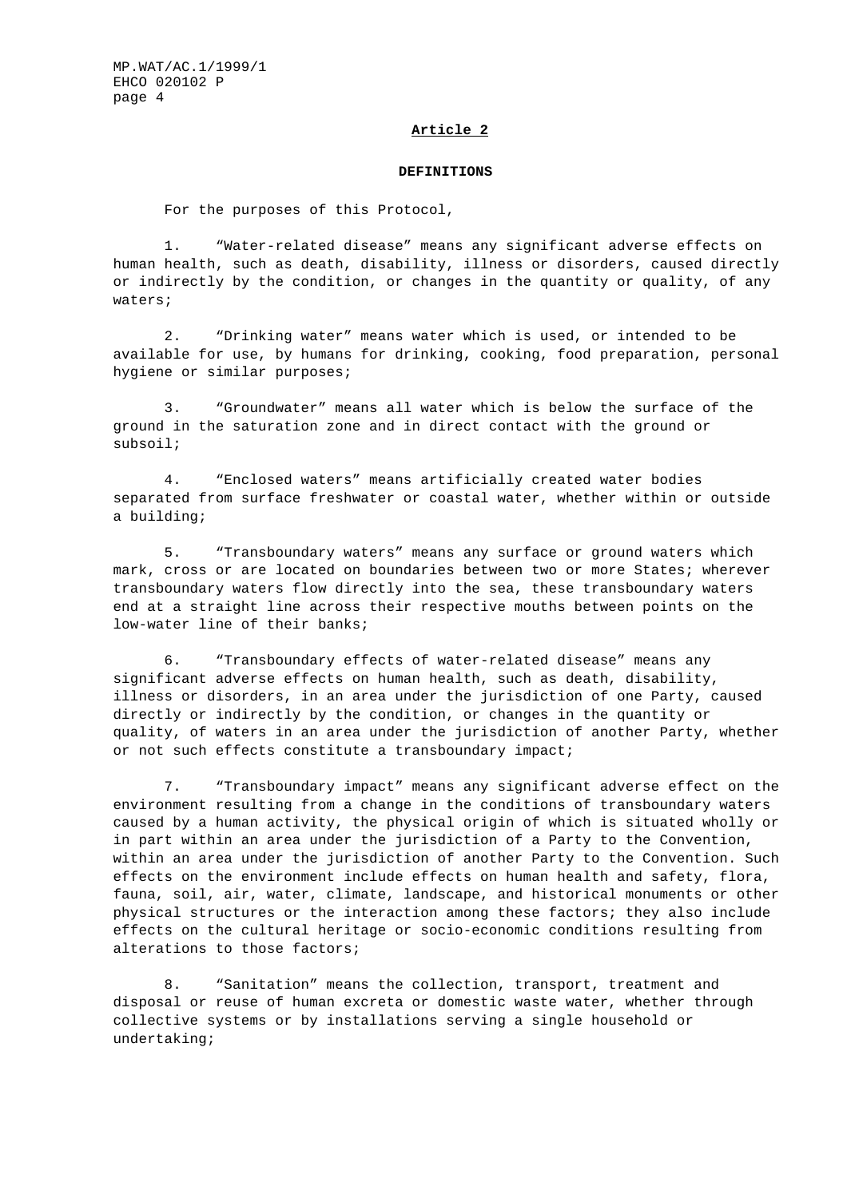## Article 2

### DEFINITIONS

For the purposes of this Protocol,

1. "Water-related disease" means any significant adverse effects on human health, such as death, disability, illness or disorders, caused directly or indirectly by the condition, or changes in the quantity or quality, of any waters;

2. "Drinking water" means water which is used, or intended to be available for use, by humans for drinking, cooking, food preparation, personal hygiene or similar purposes;

3. "Groundwater" means all water which is below the surface of the ground in the saturation zone and in direct contact with the ground or subsoil;

4. "Enclosed waters" means artificially created water bodies separated from surface freshwater or coastal water, whether within or outside a building;

5. "Transboundary waters" means any surface or ground waters which mark, cross or are located on boundaries between two or more States; wherever transboundary waters flow directly into the sea, these transboundary waters end at a straight line across their respective mouths between points on the low-water line of their banks;

6. "Transboundary effects of water-related disease" means any significant adverse effects on human health, such as death, disability, illness or disorders, in an area under the jurisdiction of one Party, caused directly or indirectly by the condition, or changes in the quantity or quality, of waters in an area under the jurisdiction of another Party, whether or not such effects constitute a transboundary impact;

7. "Transboundary impact" means any significant adverse effect on the environment resulting from a change in the conditions of transboundary waters caused by a human activity, the physical origin of which is situated wholly or in part within an area under the jurisdiction of a Party to the Convention, within an area under the jurisdiction of another Party to the Convention. Such effects on the environment include effects on human health and safety, flora, fauna, soil, air, water, climate, landscape, and historical monuments or other physical structures or the interaction among these factors; they also include effects on the cultural heritage or socio-economic conditions resulting from alterations to those factors;

8. "Sanitation" means the collection, transport, treatment and disposal or reuse of human excreta or domestic waste water, whether through collective systems or by installations serving a single household or undertaking;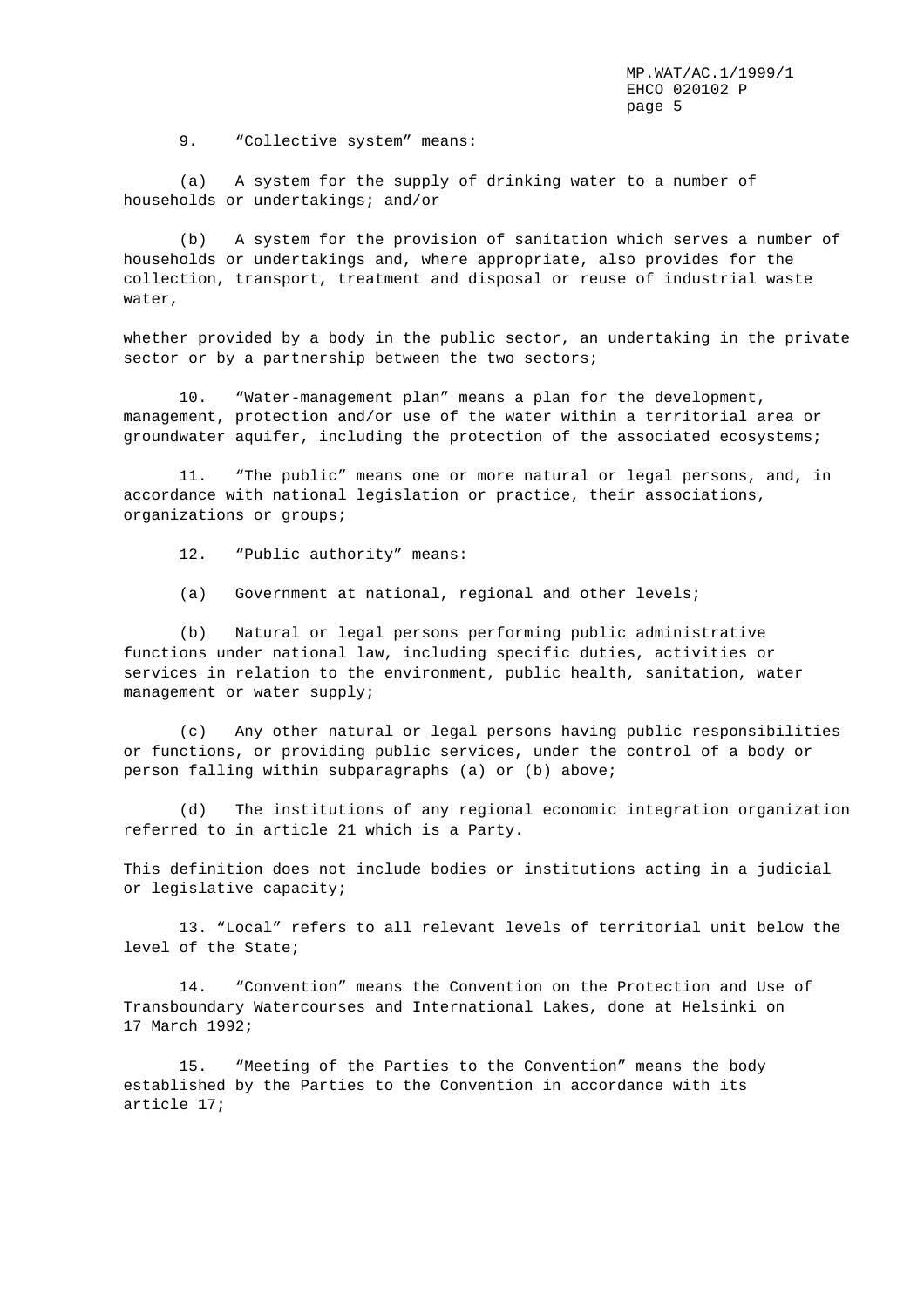9. “Collective system” means:

(a) A system for the supply of drinking water to a number of households or undertakings; and/or

(b) A system for the provision of sanitation which serves a number of households or undertakings and, where appropriate, also provides for the collection, transport, treatment and disposal or reuse of industrial waste water,

whether provided by a body in the public sector, an undertaking in the private sector or by a partnership between the two sectors;

10. “Water-management plan” means a plan for the development, management, protection and/or use of the water within a territorial area or groundwater aquifer, including the protection of the associated ecosystems;

11. “The public” means one or more natural or legal persons, and, in accordance with national legislation or practice, their associations, organizations or groups;

12. “Public authority” means:

(a) Government at national, regional and other levels;

(b) Natural or legal persons performing public administrative functions under national law, including specific duties, activities or services in relation to the environment, public health, sanitation, water management or water supply;

(c) Any other natural or legal persons having public responsibilities or functions, or providing public services, under the control of a body or person falling within subparagraphs (a) or (b) above;

(d) The institutions of any regional economic integration organization referred to in article 21 which is a Party.

This definition does not include bodies or institutions acting in a judicial or legislative capacity;

13. “Local” refers to all relevant levels of territorial unit below the level of the State;

14. “Convention” means the Convention on the Protection and Use of Transboundary Watercourses and International Lakes, done at Helsinki on 17 March 1992;

15. “Meeting of the Parties to the Convention” means the body established by the Parties to the Convention in accordance with its article 17;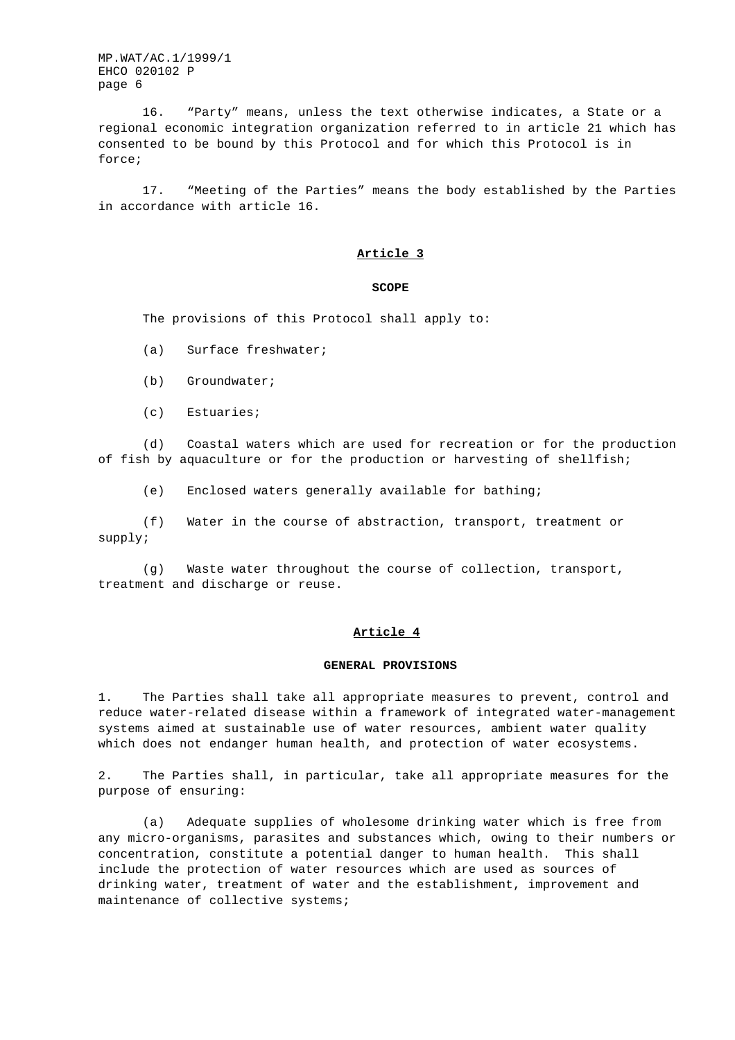16. “Party” means, unless the text otherwise indicates, a State or a regional economic integration organization referred to in article 21 which has consented to be bound by this Protocol and for which this Protocol is in force;

17. “Meeting of the Parties” means the body established by the Parties in accordance with article 16.

## Article 3

### SCOPE

The provisions of this Protocol shall apply to:

(a) Surface freshwater;

(b) Groundwater;

(c) Estuaries;

(d) Coastal waters which are used for recreation or for the production of fish by aquaculture or for the production or harvesting of shellfish;

(e) Enclosed waters generally available for bathing;

(f) Water in the course of abstraction, transport, treatment or supply;

(g) Waste water throughout the course of collection, transport, treatment and discharge or reuse.

## Article 4

### GENERAL PROVISIONS

1. The Parties shall take all appropriate measures to prevent, control and reduce water-related disease within a framework of integrated water-management systems aimed at sustainable use of water resources, ambient water quality which does not endanger human health, and protection of water ecosystems.

2. The Parties shall, in particular, take all appropriate measures for the purpose of ensuring:

(a) Adequate supplies of wholesome drinking water which is free from any micro-organisms, parasites and substances which, owing to their numbers or concentration, constitute a potential danger to human health. This shall include the protection of water resources which are used as sources of drinking water, treatment of water and the establishment, improvement and maintenance of collective systems;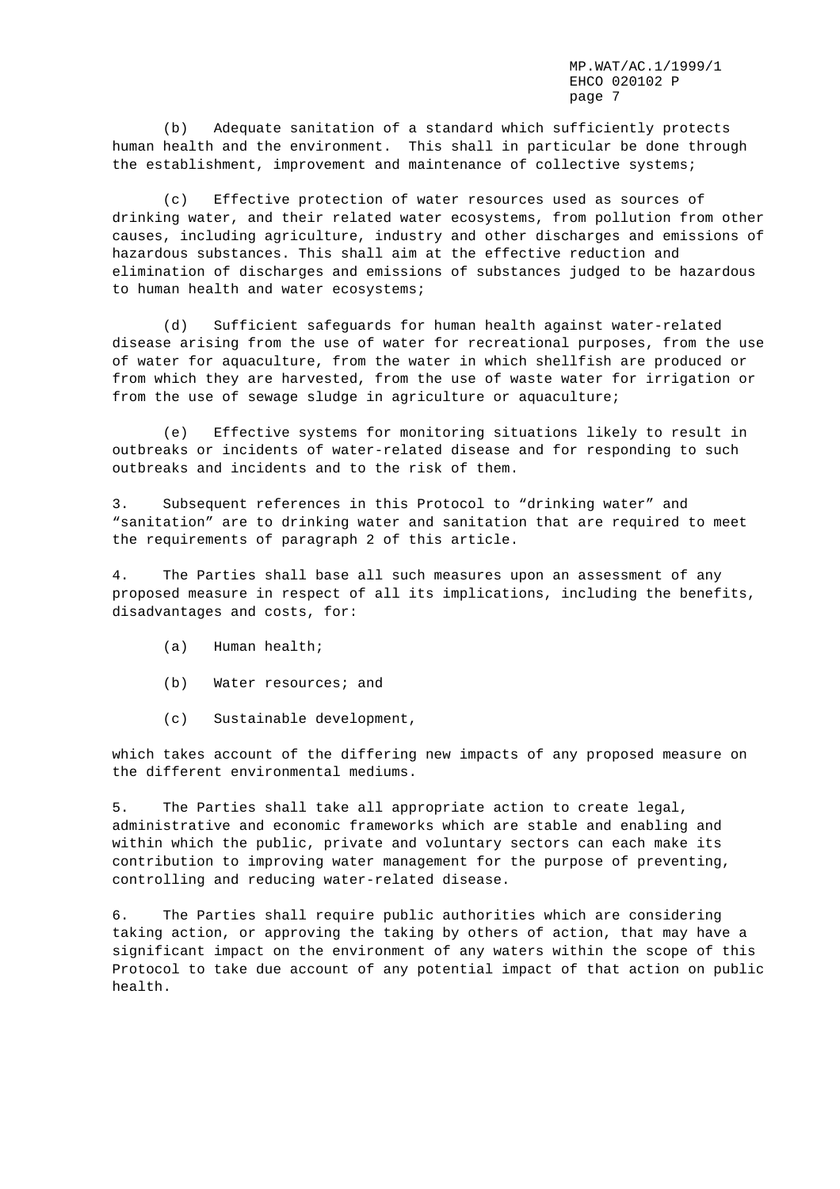(b) Adequate sanitation of a standard which sufficiently protects human health and the environment. This shall in particular be done through the establishment, improvement and maintenance of collective systems;

(c) Effective protection of water resources used as sources of drinking water, and their related water ecosystems, from pollution from other causes, including agriculture, industry and other discharges and emissions of hazardous substances. This shall aim at the effective reduction and elimination of discharges and emissions of substances judged to be hazardous to human health and water ecosystems;

(d) Sufficient safeguards for human health against water-related disease arising from the use of water for recreational purposes, from the use of water for aquaculture, from the water in which shellfish are produced or from which they are harvested, from the use of waste water for irrigation or from the use of sewage sludge in agriculture or aquaculture;

(e) Effective systems for monitoring situations likely to result in outbreaks or incidents of water-related disease and for responding to such outbreaks and incidents and to the risk of them.

3. Subsequent references in this Protocol to “drinking water” and “sanitation” are to drinking water and sanitation that are required to meet the requirements of paragraph 2 of this article.

4. The Parties shall base all such measures upon an assessment of any proposed measure in respect of all its implications, including the benefits, disadvantages and costs, for:

(a) Human health;

(b) Water resources; and

(c) Sustainable development,

which takes account of the differing new impacts of any proposed measure on the different environmental mediums.

5. The Parties shall take all appropriate action to create legal, administrative and economic frameworks which are stable and enabling and within which the public, private and voluntary sectors can each make its contribution to improving water management for the purpose of preventing, controlling and reducing water-related disease.

6. The Parties shall require public authorities which are considering taking action, or approving the taking by others of action, that may have a significant impact on the environment of any waters within the scope of this Protocol to take due account of any potential impact of that action on public health.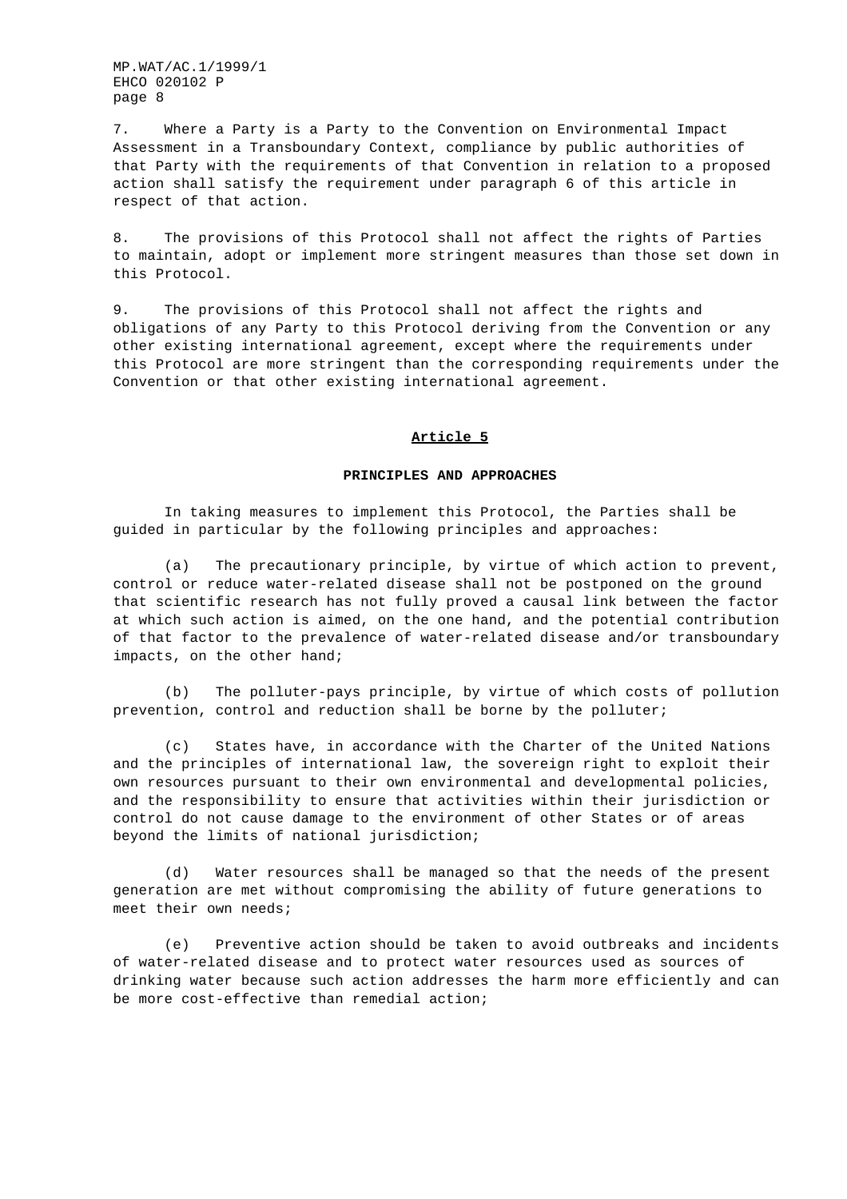7. Where a Party is a Party to the Convention on Environmental Impact Assessment in a Transboundary Context, compliance by public authorities of that Party with the requirements of that Convention in relation to a proposed action shall satisfy the requirement under paragraph 6 of this article in respect of that action.

8. The provisions of this Protocol shall not affect the rights of Parties to maintain, adopt or implement more stringent measures than those set down in this Protocol.

9. The provisions of this Protocol shall not affect the rights and obligations of any Party to this Protocol deriving from the Convention or any other existing international agreement, except where the requirements under this Protocol are more stringent than the corresponding requirements under the Convention or that other existing international agreement.

## Article 5

### PRINCIPLES AND APPROACHES

In taking measures to implement this Protocol, the Parties shall be guided in particular by the following principles and approaches:

(a) The precautionary principle, by virtue of which action to prevent, control or reduce water-related disease shall not be postponed on the ground that scientific research has not fully proved a causal link between the factor at which such action is aimed, on the one hand, and the potential contribution of that factor to the prevalence of water-related disease and/or transboundary impacts, on the other hand;

(b) The polluter-pays principle, by virtue of which costs of pollution prevention, control and reduction shall be borne by the polluter;

(c) States have, in accordance with the Charter of the United Nations and the principles of international law, the sovereign right to exploit their own resources pursuant to their own environmental and developmental policies, and the responsibility to ensure that activities within their jurisdiction or control do not cause damage to the environment of other States or of areas beyond the limits of national jurisdiction;

(d) Water resources shall be managed so that the needs of the present generation are met without compromising the ability of future generations to meet their own needs;

(e) Preventive action should be taken to avoid outbreaks and incidents of water-related disease and to protect water resources used as sources of drinking water because such action addresses the harm more efficiently and can be more cost-effective than remedial action;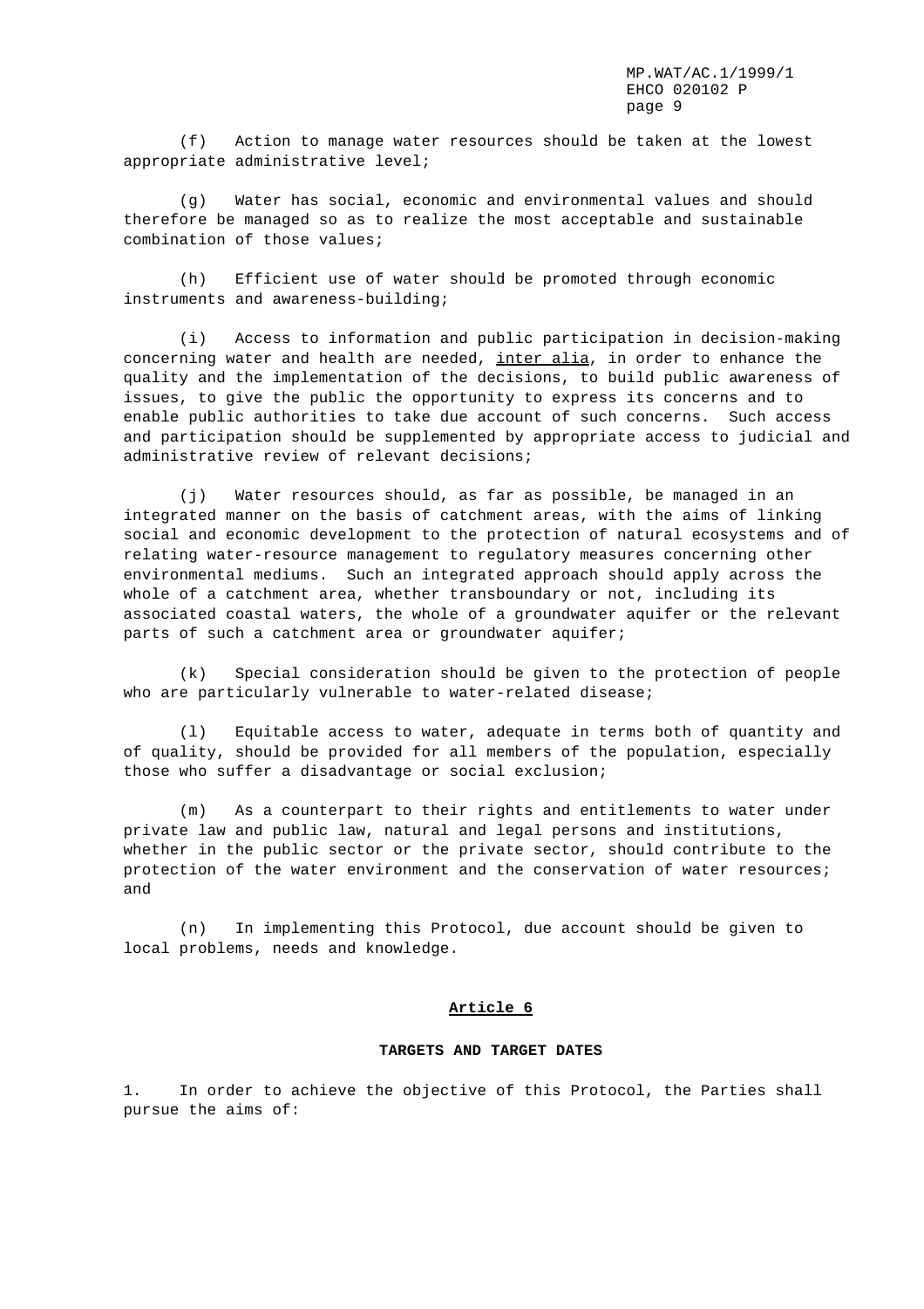(f) Action to manage water resources should be taken at the lowest appropriate administrative level;

(g) Water has social, economic and environmental values and should therefore be managed so as to realize the most acceptable and sustainable combination of those values;

(h) Efficient use of water should be promoted through economic instruments and awareness-building;

(i) Access to information and public participation in decision-making concerning water and health are needed, inter alia, in order to enhance the quality and the implementation of the decisions, to build public awareness of issues, to give the public the opportunity to express its concerns and to enable public authorities to take due account of such concerns. Such access and participation should be supplemented by appropriate access to judicial and administrative review of relevant decisions;

(j) Water resources should, as far as possible, be managed in an integrated manner on the basis of catchment areas, with the aims of linking social and economic development to the protection of natural ecosystems and of relating water-resource management to regulatory measures concerning other environmental mediums. Such an integrated approach should apply across the whole of a catchment area, whether transboundary or not, including its associated coastal waters, the whole of a groundwater aquifer or the relevant parts of such a catchment area or groundwater aquifer;

(k) Special consideration should be given to the protection of people who are particularly vulnerable to water-related disease;

(l) Equitable access to water, adequate in terms both of quantity and of quality, should be provided for all members of the population, especially those who suffer a disadvantage or social exclusion;

(m) As a counterpart to their rights and entitlements to water under private law and public law, natural and legal persons and institutions, whether in the public sector or the private sector, should contribute to the protection of the water environment and the conservation of water resources; and

(n) In implementing this Protocol, due account should be given to local problems, needs and knowledge.

## Article 6

### TARGETS AND TARGET DATES

1. In order to achieve the objective of this Protocol, the Parties shall pursue the aims of: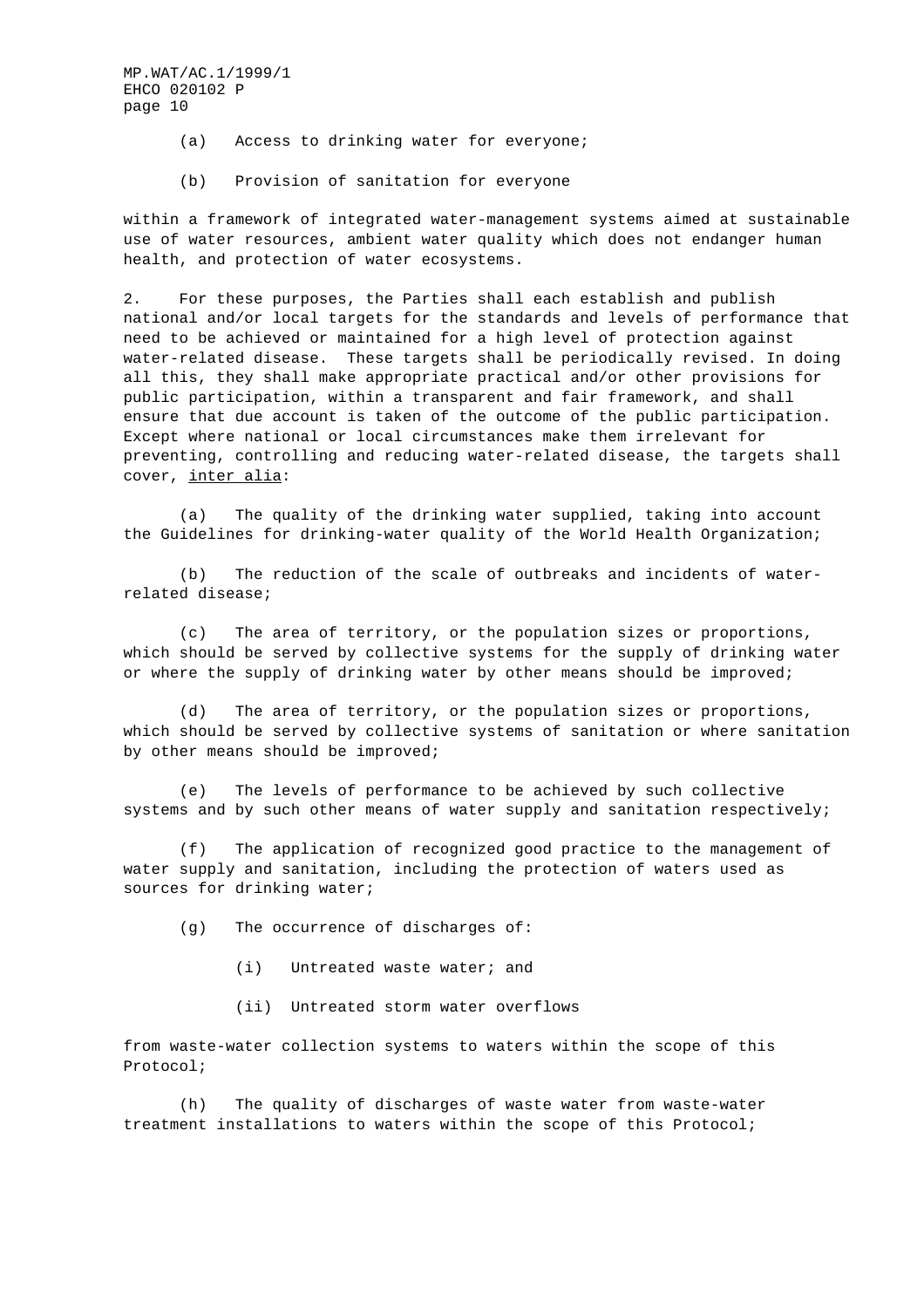(a) Access to drinking water for everyone;

(b) Provision of sanitation for everyone

within a framework of integrated water-management systems aimed at sustainable use of water resources, ambient water quality which does not endanger human health, and protection of water ecosystems.

2. For these purposes, the Parties shall each establish and publish national and/or local targets for the standards and levels of performance that need to be achieved or maintained for a high level of protection against water-related disease. These targets shall be periodically revised. In doing all this, they shall make appropriate practical and/or other provisions for public participation, within a transparent and fair framework, and shall ensure that due account is taken of the outcome of the public participation. Except where national or local circumstances make them irrelevant for preventing, controlling and reducing water-related disease, the targets shall cover, inter alia:

(a) The quality of the drinking water supplied, taking into account the Guidelines for drinking-water quality of the World Health Organization;

(b) The reduction of the scale of outbreaks and incidents of water-related disease;

(c) The area of territory, or the population sizes or proportions, which should be served by collective systems for the supply of drinking water or where the supply of drinking water by other means should be improved;

(d) The area of territory, or the population sizes or proportions, which should be served by collective systems of sanitation or where sanitation by other means should be improved;

(e) The levels of performance to be achieved by such collective systems and by such other means of water supply and sanitation respectively;

(f) The application of recognized good practice to the management of water supply and sanitation, including the protection of waters used as sources for drinking water;

(g) The occurrence of discharges of:

(i) Untreated waste water; and

(ii) Untreated storm water overflows

from waste-water collection systems to waters within the scope of this Protocol;

(h) The quality of discharges of waste water from waste-water treatment installations to waters within the scope of this Protocol;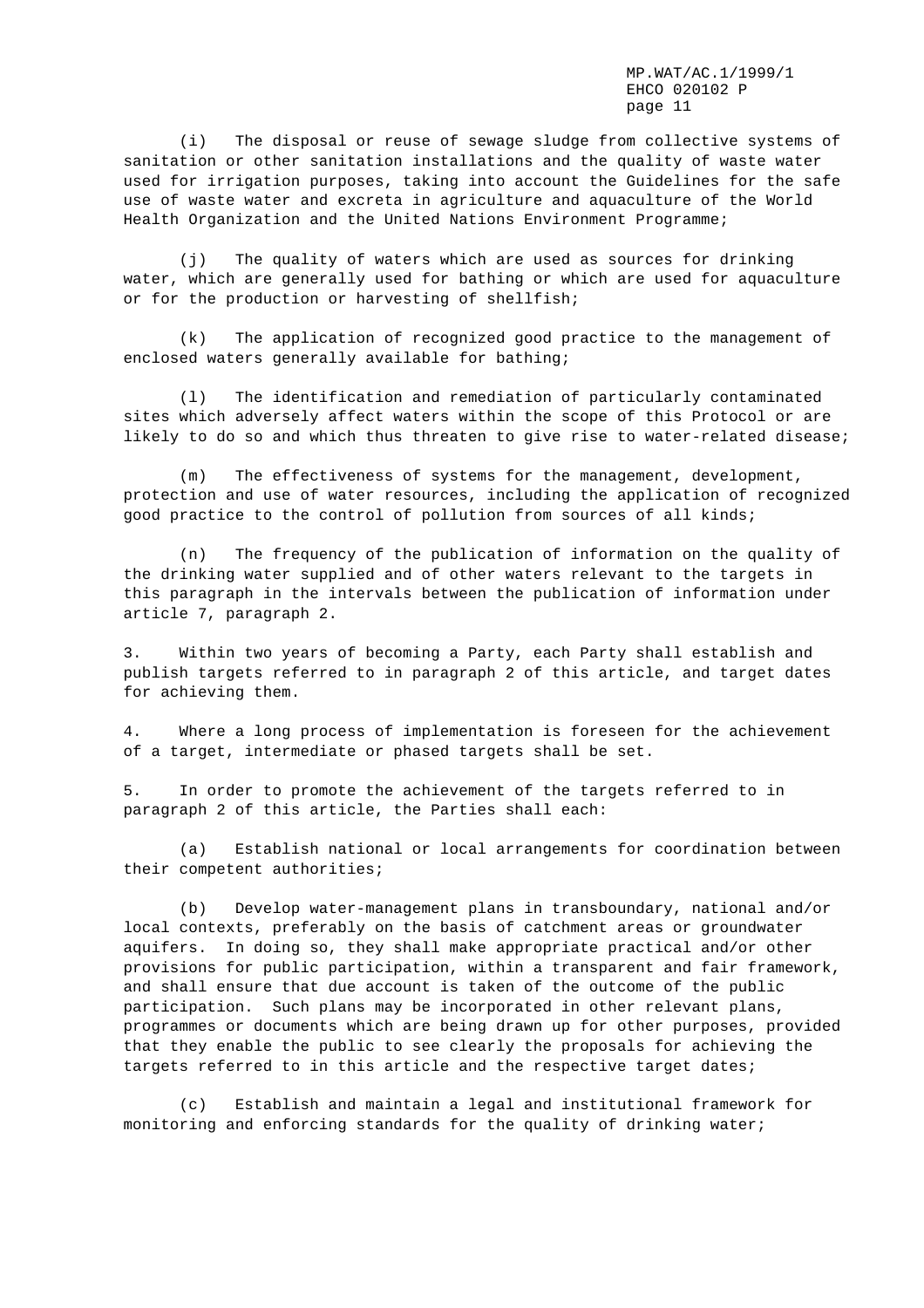(i) The disposal or reuse of sewage sludge from collective systems of sanitation or other sanitation installations and the quality of waste water used for irrigation purposes, taking into account the Guidelines for the safe use of waste water and excreta in agriculture and aquaculture of the World Health Organization and the United Nations Environment Programme;

(j) The quality of waters which are used as sources for drinking water, which are generally used for bathing or which are used for aquaculture or for the production or harvesting of shellfish;

(k) The application of recognized good practice to the management of enclosed waters generally available for bathing;

(l) The identification and remediation of particularly contaminated sites which adversely affect waters within the scope of this Protocol or are likely to do so and which thus threaten to give rise to water-related disease;

(m) The effectiveness of systems for the management, development, protection and use of water resources, including the application of recognized good practice to the control of pollution from sources of all kinds;

(n) The frequency of the publication of information on the quality of the drinking water supplied and of other waters relevant to the targets in this paragraph in the intervals between the publication of information under article 7, paragraph 2.

3. Within two years of becoming a Party, each Party shall establish and publish targets referred to in paragraph 2 of this article, and target dates for achieving them.

4. Where a long process of implementation is foreseen for the achievement of a target, intermediate or phased targets shall be set.

5. In order to promote the achievement of the targets referred to in paragraph 2 of this article, the Parties shall each:

(a) Establish national or local arrangements for coordination between their competent authorities;

(b) Develop water-management plans in transboundary, national and/or local contexts, preferably on the basis of catchment areas or groundwater aquifers. In doing so, they shall make appropriate practical and/or other provisions for public participation, within a transparent and fair framework, and shall ensure that due account is taken of the outcome of the public participation. Such plans may be incorporated in other relevant plans, programmes or documents which are being drawn up for other purposes, provided that they enable the public to see clearly the proposals for achieving the targets referred to in this article and the respective target dates;

(c) Establish and maintain a legal and institutional framework for monitoring and enforcing standards for the quality of drinking water;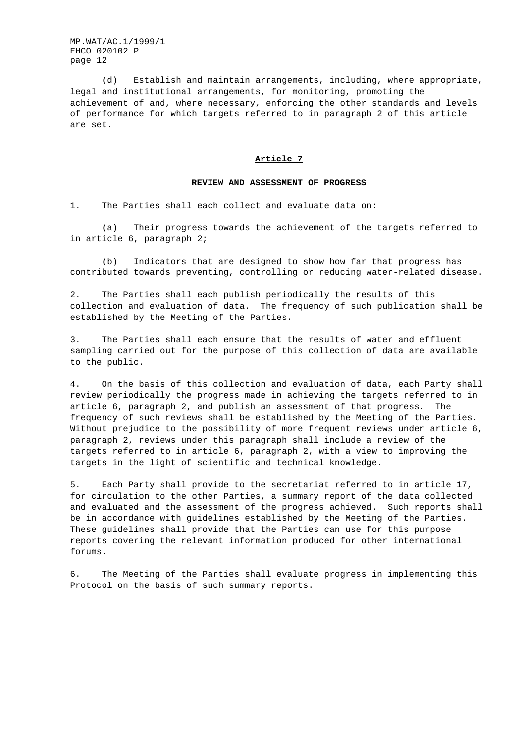(d) Establish and maintain arrangements, including, where appropriate, legal and institutional arrangements, for monitoring, promoting the achievement of and, where necessary, enforcing the other standards and levels of performance for which targets referred to in paragraph 2 of this article are set.

## Article 7

### REVIEW AND ASSESSMENT OF PROGRESS

1. The Parties shall each collect and evaluate data on:

(a) Their progress towards the achievement of the targets referred to in article 6, paragraph 2;

(b) Indicators that are designed to show how far that progress has contributed towards preventing, controlling or reducing water-related disease.

2. The Parties shall each publish periodically the results of this collection and evaluation of data. The frequency of such publication shall be established by the Meeting of the Parties.

3. The Parties shall each ensure that the results of water and effluent sampling carried out for the purpose of this collection of data are available to the public.

4. On the basis of this collection and evaluation of data, each Party shall review periodically the progress made in achieving the targets referred to in article 6, paragraph 2, and publish an assessment of that progress. The frequency of such reviews shall be established by the Meeting of the Parties. Without prejudice to the possibility of more frequent reviews under article 6, paragraph 2, reviews under this paragraph shall include a review of the targets referred to in article 6, paragraph 2, with a view to improving the targets in the light of scientific and technical knowledge.

5. Each Party shall provide to the secretariat referred to in article 17, for circulation to the other Parties, a summary report of the data collected and evaluated and the assessment of the progress achieved. Such reports shall be in accordance with guidelines established by the Meeting of the Parties. These guidelines shall provide that the Parties can use for this purpose reports covering the relevant information produced for other international forums.

6. The Meeting of the Parties shall evaluate progress in implementing this Protocol on the basis of such summary reports.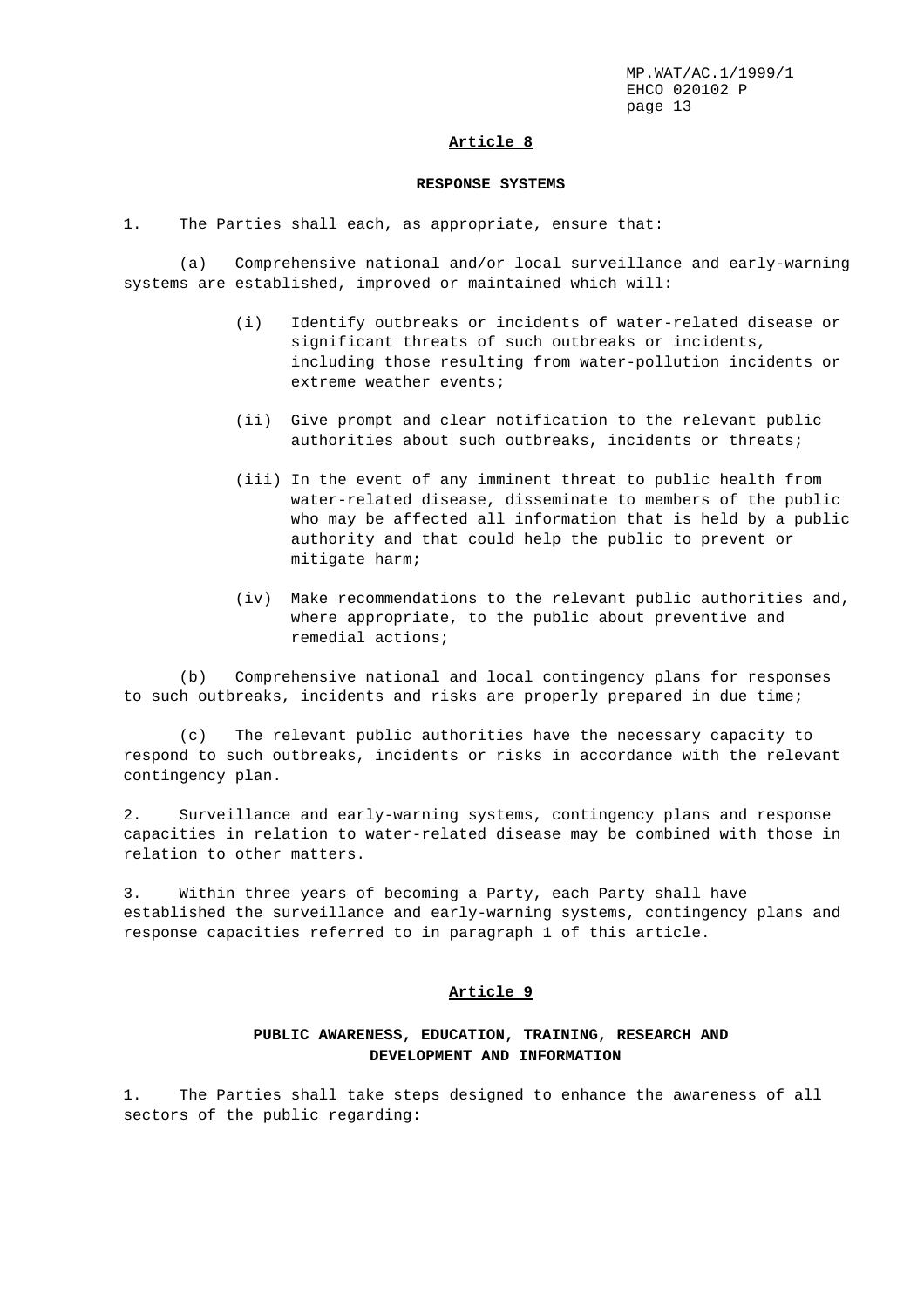## Article 8

### RESPONSE SYSTEMS

1. The Parties shall each, as appropriate, ensure that:

(a) Comprehensive national and/or local surveillance and early-warning systems are established, improved or maintained which will:

- (i) Identify outbreaks or incidents of water-related disease or significant threats of such outbreaks or incidents, including those resulting from water-pollution incidents or extreme weather events;

- (ii) Give prompt and clear notification to the relevant public authorities about such outbreaks, incidents or threats;

- (iii) In the event of any imminent threat to public health from water-related disease, disseminate to members of the public who may be affected all information that is held by a public authority and that could help the public to prevent or mitigate harm;

- (iv) Make recommendations to the relevant public authorities and, where appropriate, to the public about preventive and remedial actions;

(b) Comprehensive national and local contingency plans for responses to such outbreaks, incidents and risks are properly prepared in due time;

(c) The relevant public authorities have the necessary capacity to respond to such outbreaks, incidents or risks in accordance with the relevant contingency plan.

2. Surveillance and early-warning systems, contingency plans and response capacities in relation to water-related disease may be combined with those in relation to other matters.

3. Within three years of becoming a Party, each Party shall have established the surveillance and early-warning systems, contingency plans and response capacities referred to in paragraph 1 of this article.

## Article 9

### PUBLIC AWARENESS, EDUCATION, TRAINING, RESEARCH AND DEVELOPMENT AND INFORMATION

1. The Parties shall take steps designed to enhance the awareness of all sectors of the public regarding: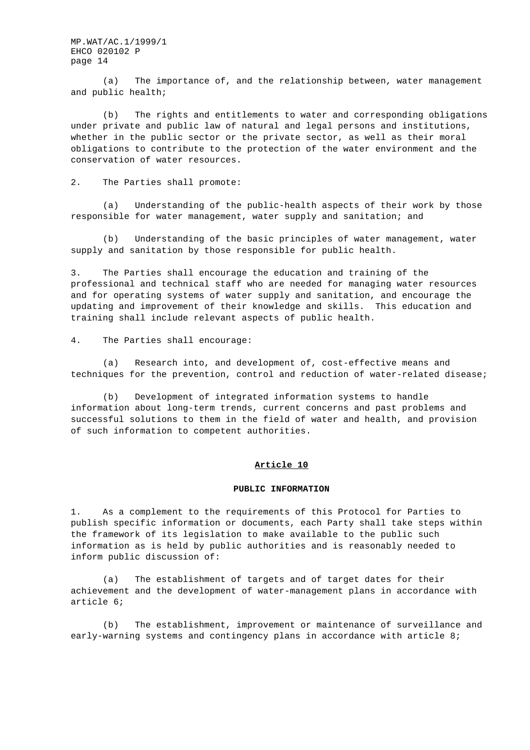(a) The importance of, and the relationship between, water management and public health;

(b) The rights and entitlements to water and corresponding obligations under private and public law of natural and legal persons and institutions, whether in the public sector or the private sector, as well as their moral obligations to contribute to the protection of the water environment and the conservation of water resources.

2. The Parties shall promote:

(a) Understanding of the public-health aspects of their work by those responsible for water management, water supply and sanitation; and

(b) Understanding of the basic principles of water management, water supply and sanitation by those responsible for public health.

3. The Parties shall encourage the education and training of the professional and technical staff who are needed for managing water resources and for operating systems of water supply and sanitation, and encourage the updating and improvement of their knowledge and skills. This education and training shall include relevant aspects of public health.

4. The Parties shall encourage:

(a) Research into, and development of, cost-effective means and techniques for the prevention, control and reduction of water-related disease;

(b) Development of integrated information systems to handle information about long-term trends, current concerns and past problems and successful solutions to them in the field of water and health, and provision of such information to competent authorities.

## Article 10

### PUBLIC INFORMATION

1. As a complement to the requirements of this Protocol for Parties to publish specific information or documents, each Party shall take steps within the framework of its legislation to make available to the public such information as is held by public authorities and is reasonably needed to inform public discussion of:

(a) The establishment of targets and of target dates for their achievement and the development of water-management plans in accordance with article 6;

(b) The establishment, improvement or maintenance of surveillance and early-warning systems and contingency plans in accordance with article 8;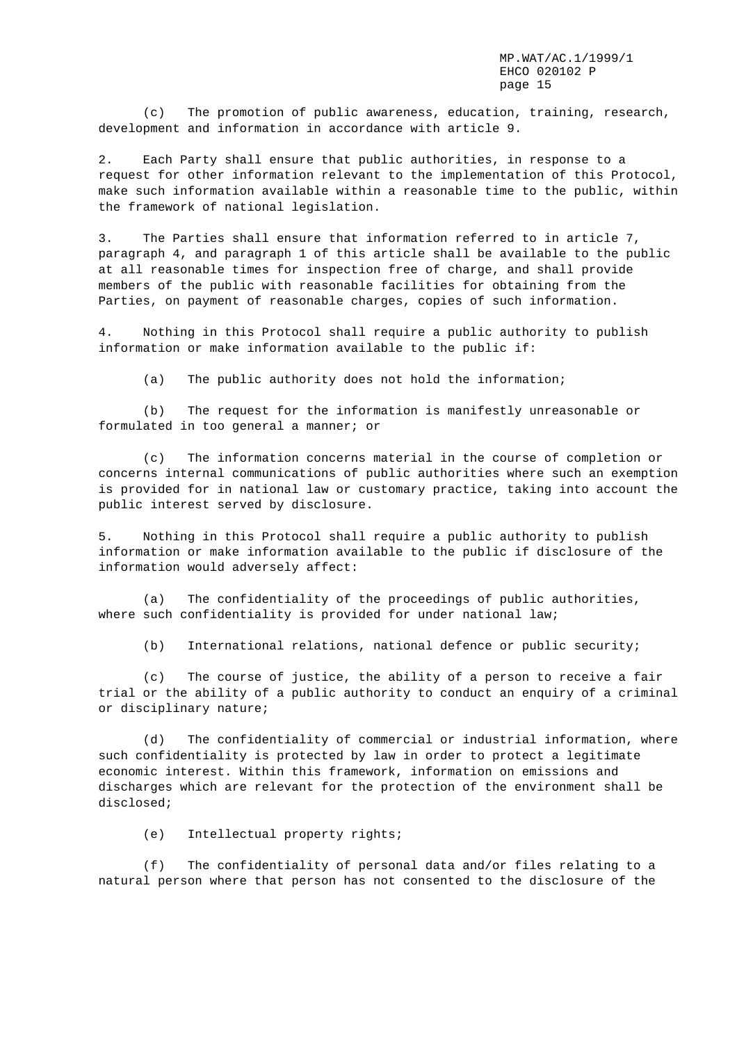(c) The promotion of public awareness, education, training, research, development and information in accordance with article 9.

2. Each Party shall ensure that public authorities, in response to a request for other information relevant to the implementation of this Protocol, make such information available within a reasonable time to the public, within the framework of national legislation.

3. The Parties shall ensure that information referred to in article 7, paragraph 4, and paragraph 1 of this article shall be available to the public at all reasonable times for inspection free of charge, and shall provide members of the public with reasonable facilities for obtaining from the Parties, on payment of reasonable charges, copies of such information.

4. Nothing in this Protocol shall require a public authority to publish information or make information available to the public if:

(a) The public authority does not hold the information;

(b) The request for the information is manifestly unreasonable or formulated in too general a manner; or

(c) The information concerns material in the course of completion or concerns internal communications of public authorities where such an exemption is provided for in national law or customary practice, taking into account the public interest served by disclosure.

5. Nothing in this Protocol shall require a public authority to publish information or make information available to the public if disclosure of the information would adversely affect:

(a) The confidentiality of the proceedings of public authorities, where such confidentiality is provided for under national law;

(b) International relations, national defence or public security;

(c) The course of justice, the ability of a person to receive a fair trial or the ability of a public authority to conduct an enquiry of a criminal or disciplinary nature;

(d) The confidentiality of commercial or industrial information, where such confidentiality is protected by law in order to protect a legitimate economic interest. Within this framework, information on emissions and discharges which are relevant for the protection of the environment shall be disclosed;

(e) Intellectual property rights;

(f) The confidentiality of personal data and/or files relating to a natural person where that person has not consented to the disclosure of the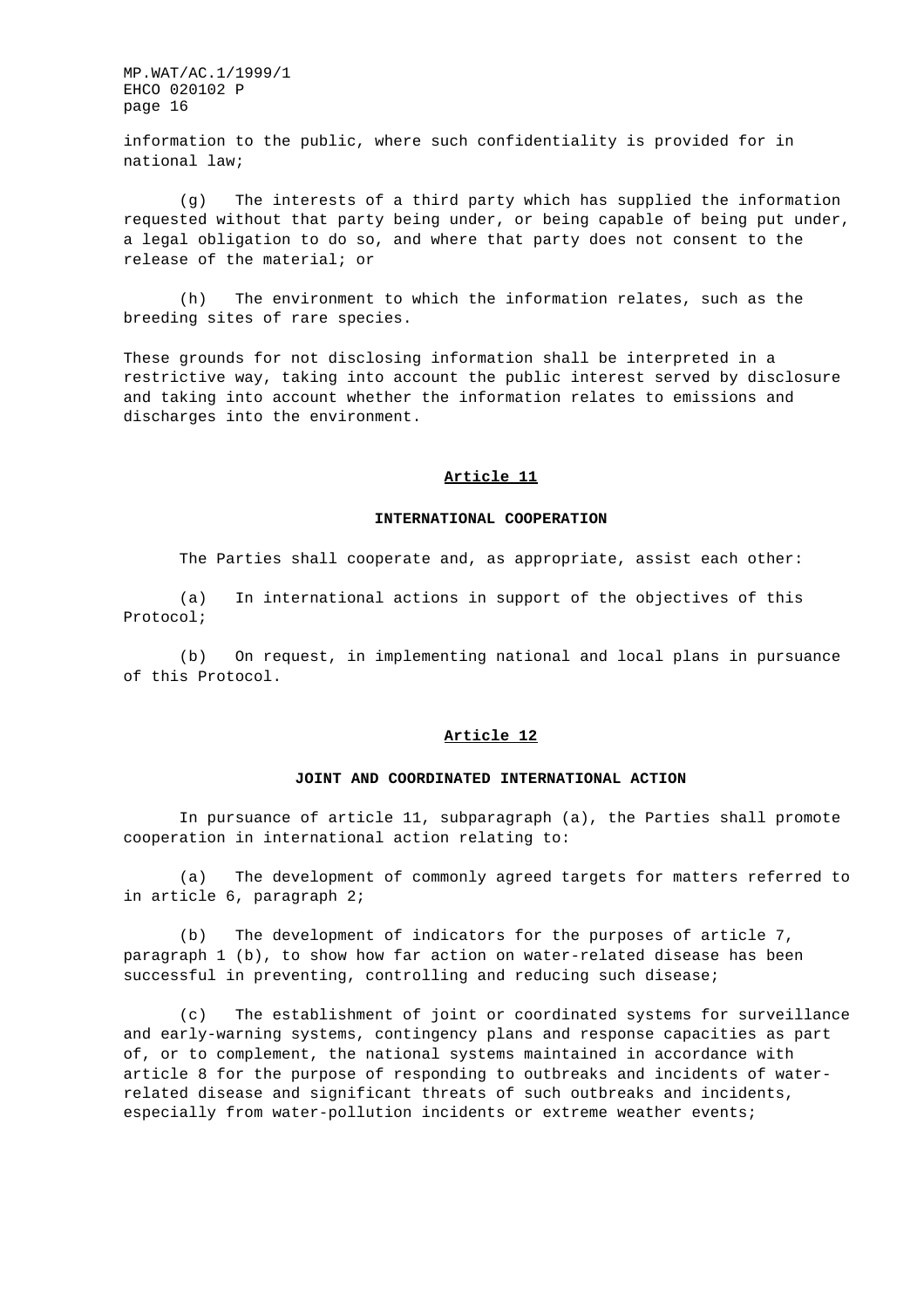information to the public, where such confidentiality is provided for in national law;

(g) The interests of a third party which has supplied the information requested without that party being under, or being capable of being put under, a legal obligation to do so, and where that party does not consent to the release of the material; or

(h) The environment to which the information relates, such as the breeding sites of rare species.

These grounds for not disclosing information shall be interpreted in a restrictive way, taking into account the public interest served by disclosure and taking into account whether the information relates to emissions and discharges into the environment.

## Article 11

### INTERNATIONAL COOPERATION

The Parties shall cooperate and, as appropriate, assist each other:

(a) In international actions in support of the objectives of this Protocol;

(b) On request, in implementing national and local plans in pursuance of this Protocol.

## Article 12

### JOINT AND COORDINATED INTERNATIONAL ACTION

In pursuance of article 11, subparagraph (a), the Parties shall promote cooperation in international action relating to:

(a) The development of commonly agreed targets for matters referred to in article 6, paragraph 2;

(b) The development of indicators for the purposes of article 7, paragraph 1 (b), to show how far action on water-related disease has been successful in preventing, controlling and reducing such disease;

(c) The establishment of joint or coordinated systems for surveillance and early-warning systems, contingency plans and response capacities as part of, or to complement, the national systems maintained in accordance with article 8 for the purpose of responding to outbreaks and incidents of water-related disease and significant threats of such outbreaks and incidents, especially from water-pollution incidents or extreme weather events;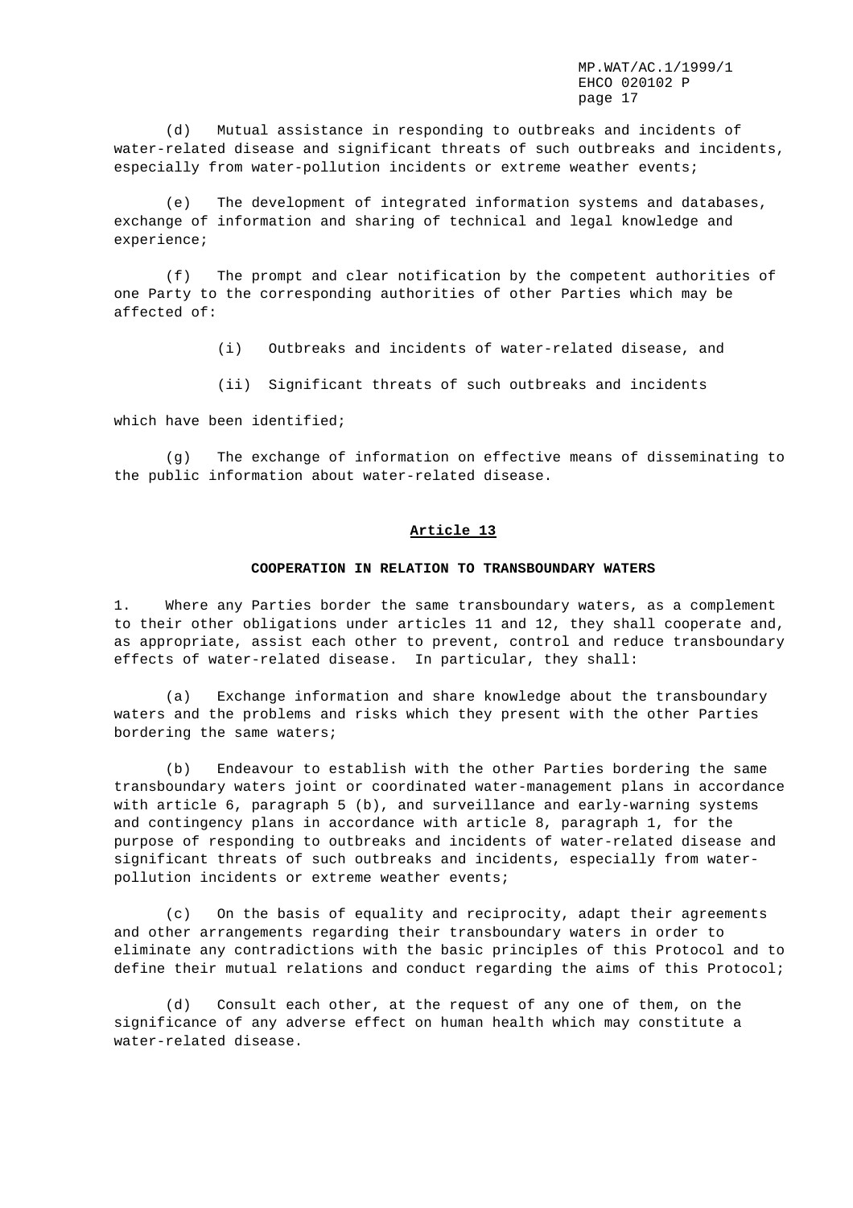(d) Mutual assistance in responding to outbreaks and incidents of water-related disease and significant threats of such outbreaks and incidents, especially from water-pollution incidents or extreme weather events;

(e) The development of integrated information systems and databases, exchange of information and sharing of technical and legal knowledge and experience;

(f) The prompt and clear notification by the competent authorities of one Party to the corresponding authorities of other Parties which may be affected of:

(i) Outbreaks and incidents of water-related disease, and

(ii) Significant threats of such outbreaks and incidents

which have been identified;

(g) The exchange of information on effective means of disseminating to the public information about water-related disease.

## Article 13

### COOPERATION IN RELATION TO TRANSBOUNDARY WATERS

1. Where any Parties border the same transboundary waters, as a complement to their other obligations under articles 11 and 12, they shall cooperate and, as appropriate, assist each other to prevent, control and reduce transboundary effects of water-related disease. In particular, they shall:

(a) Exchange information and share knowledge about the transboundary waters and the problems and risks which they present with the other Parties bordering the same waters;

(b) Endeavour to establish with the other Parties bordering the same transboundary waters joint or coordinated water-management plans in accordance with article 6, paragraph 5 (b), and surveillance and early-warning systems and contingency plans in accordance with article 8, paragraph 1, for the purpose of responding to outbreaks and incidents of water-related disease and significant threats of such outbreaks and incidents, especially from water-pollution incidents or extreme weather events;

(c) On the basis of equality and reciprocity, adapt their agreements and other arrangements regarding their transboundary waters in order to eliminate any contradictions with the basic principles of this Protocol and to define their mutual relations and conduct regarding the aims of this Protocol;

(d) Consult each other, at the request of any one of them, on the significance of any adverse effect on human health which may constitute a water-related disease.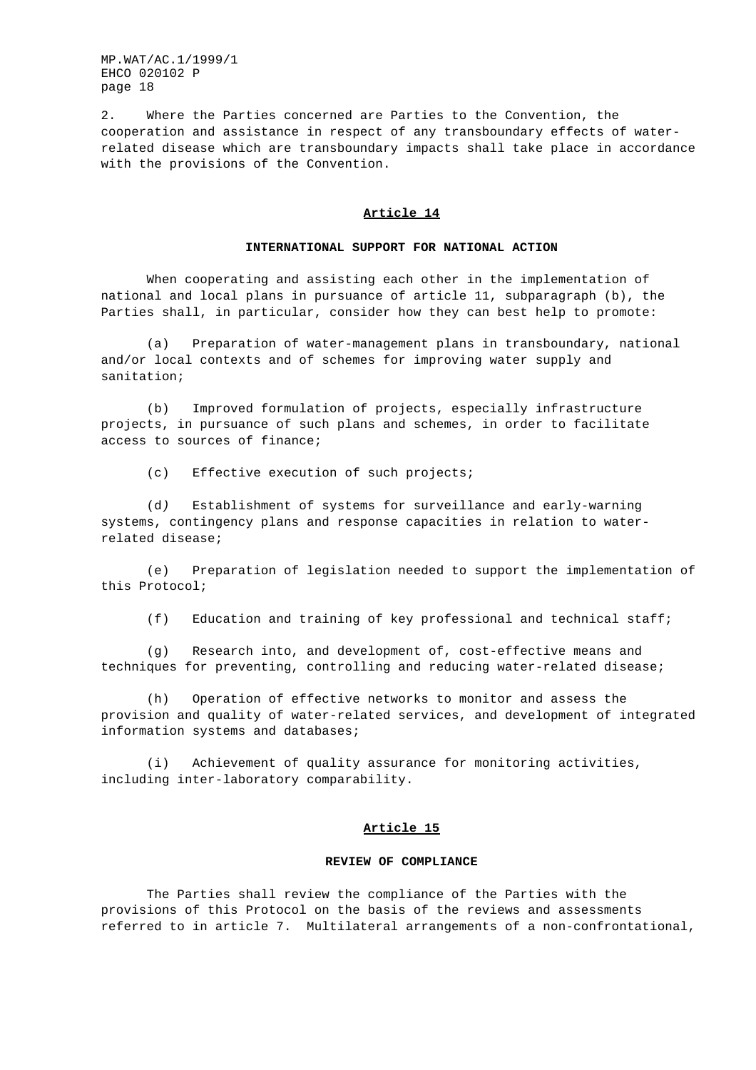2. Where the Parties concerned are Parties to the Convention, the cooperation and assistance in respect of any transboundary effects of water-related disease which are transboundary impacts shall take place in accordance with the provisions of the Convention.

## Article 14

### INTERNATIONAL SUPPORT FOR NATIONAL ACTION

When cooperating and assisting each other in the implementation of national and local plans in pursuance of article 11, subparagraph (b), the Parties shall, in particular, consider how they can best help to promote:

(a) Preparation of water-management plans in transboundary, national and/or local contexts and of schemes for improving water supply and sanitation;

(b) Improved formulation of projects, especially infrastructure projects, in pursuance of such plans and schemes, in order to facilitate access to sources of finance;

(c) Effective execution of such projects;

(d) Establishment of systems for surveillance and early-warning systems, contingency plans and response capacities in relation to water-related disease;

(e) Preparation of legislation needed to support the implementation of this Protocol;

(f) Education and training of key professional and technical staff;

(g) Research into, and development of, cost-effective means and techniques for preventing, controlling and reducing water-related disease;

(h) Operation of effective networks to monitor and assess the provision and quality of water-related services, and development of integrated information systems and databases;

(i) Achievement of quality assurance for monitoring activities, including inter-laboratory comparability.

## Article 15

### REVIEW OF COMPLIANCE

The Parties shall review the compliance of the Parties with the provisions of this Protocol on the basis of the reviews and assessments referred to in article 7. Multilateral arrangements of a non-confrontational,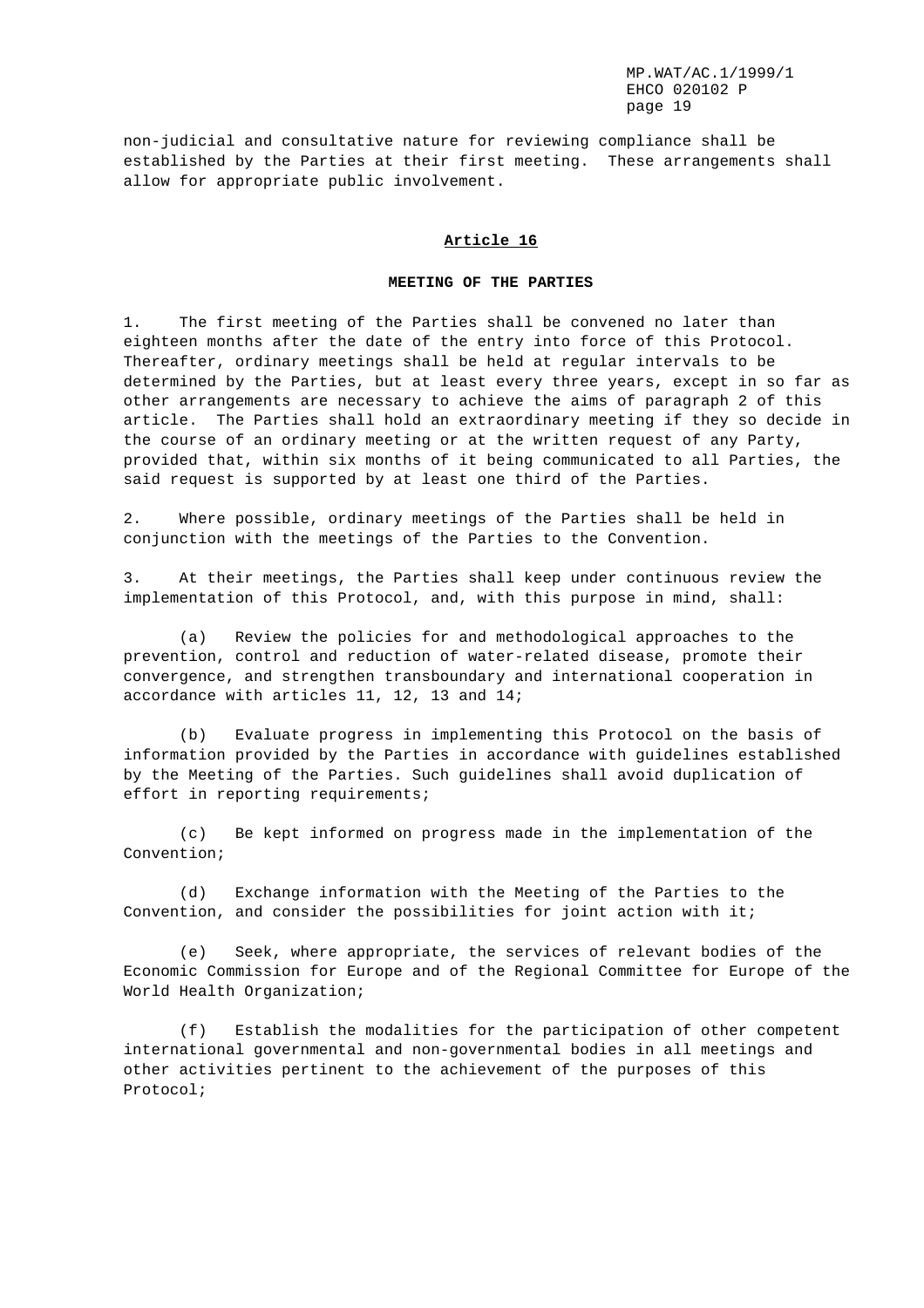non-judicial and consultative nature for reviewing compliance shall be established by the Parties at their first meeting. These arrangements shall allow for appropriate public involvement.

## Article 16

### MEETING OF THE PARTIES

1. The first meeting of the Parties shall be convened no later than eighteen months after the date of the entry into force of this Protocol. Thereafter, ordinary meetings shall be held at regular intervals to be determined by the Parties, but at least every three years, except in so far as other arrangements are necessary to achieve the aims of paragraph 2 of this article. The Parties shall hold an extraordinary meeting if they so decide in the course of an ordinary meeting or at the written request of any Party, provided that, within six months of it being communicated to all Parties, the said request is supported by at least one third of the Parties.

2. Where possible, ordinary meetings of the Parties shall be held in conjunction with the meetings of the Parties to the Convention.

3. At their meetings, the Parties shall keep under continuous review the implementation of this Protocol, and, with this purpose in mind, shall:

(a) Review the policies for and methodological approaches to the prevention, control and reduction of water-related disease, promote their convergence, and strengthen transboundary and international cooperation in accordance with articles 11, 12, 13 and 14;

(b) Evaluate progress in implementing this Protocol on the basis of information provided by the Parties in accordance with guidelines established by the Meeting of the Parties. Such guidelines shall avoid duplication of effort in reporting requirements;

(c) Be kept informed on progress made in the implementation of the Convention;

(d) Exchange information with the Meeting of the Parties to the Convention, and consider the possibilities for joint action with it;

(e) Seek, where appropriate, the services of relevant bodies of the Economic Commission for Europe and of the Regional Committee for Europe of the World Health Organization;

(f) Establish the modalities for the participation of other competent international governmental and non-governmental bodies in all meetings and other activities pertinent to the achievement of the purposes of this Protocol;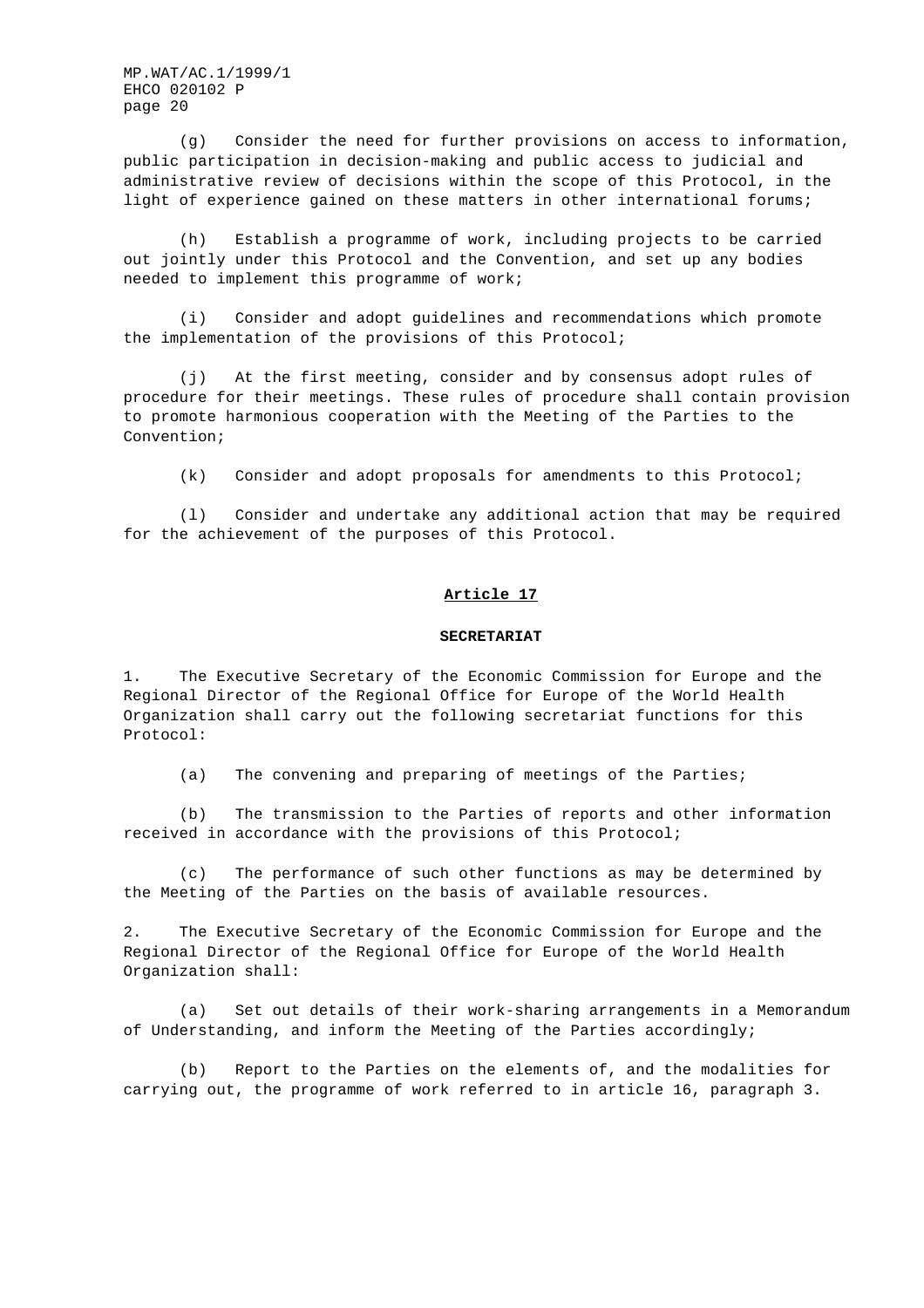(g) Consider the need for further provisions on access to information, public participation in decision-making and public access to judicial and administrative review of decisions within the scope of this Protocol, in the light of experience gained on these matters in other international forums;

(h) Establish a programme of work, including projects to be carried out jointly under this Protocol and the Convention, and set up any bodies needed to implement this programme of work;

(i) Consider and adopt guidelines and recommendations which promote the implementation of the provisions of this Protocol;

(j) At the first meeting, consider and by consensus adopt rules of procedure for their meetings. These rules of procedure shall contain provision to promote harmonious cooperation with the Meeting of the Parties to the Convention;

(k) Consider and adopt proposals for amendments to this Protocol;

(l) Consider and undertake any additional action that may be required for the achievement of the purposes of this Protocol.

## Article 17

### SECRETARIAT

1. The Executive Secretary of the Economic Commission for Europe and the Regional Director of the Regional Office for Europe of the World Health Organization shall carry out the following secretariat functions for this Protocol:

(a) The convening and preparing of meetings of the Parties;

(b) The transmission to the Parties of reports and other information received in accordance with the provisions of this Protocol;

(c) The performance of such other functions as may be determined by the Meeting of the Parties on the basis of available resources.

2. The Executive Secretary of the Economic Commission for Europe and the Regional Director of the Regional Office for Europe of the World Health Organization shall:

(a) Set out details of their work-sharing arrangements in a Memorandum of Understanding, and inform the Meeting of the Parties accordingly;

(b) Report to the Parties on the elements of, and the modalities for carrying out, the programme of work referred to in article 16, paragraph 3.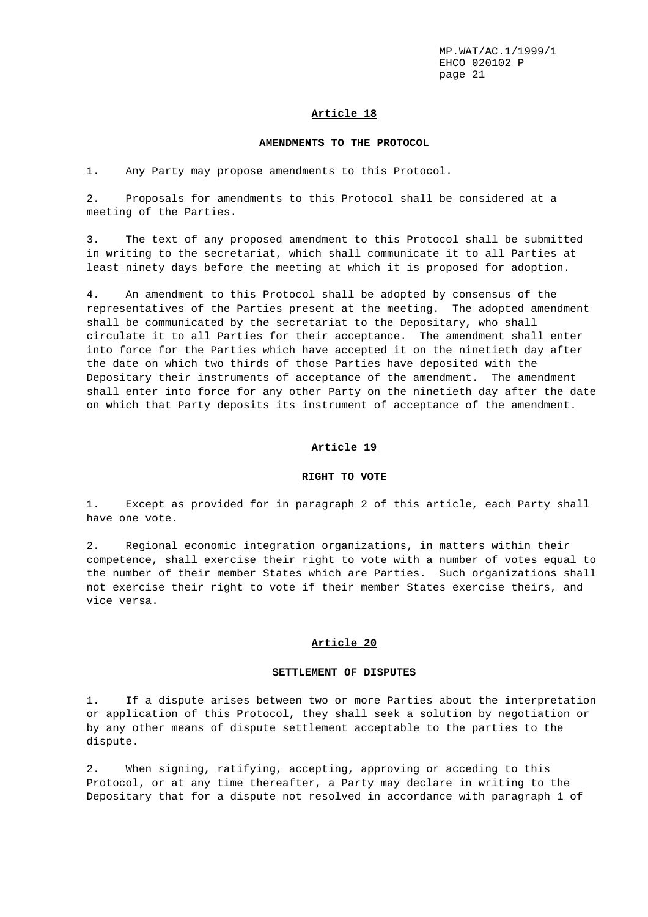## Article 18

### AMENDMENTS TO THE PROTOCOL

1. Any Party may propose amendments to this Protocol.

2. Proposals for amendments to this Protocol shall be considered at a meeting of the Parties.

3. The text of any proposed amendment to this Protocol shall be submitted in writing to the secretariat, which shall communicate it to all Parties at least ninety days before the meeting at which it is proposed for adoption.

4. An amendment to this Protocol shall be adopted by consensus of the representatives of the Parties present at the meeting. The adopted amendment shall be communicated by the secretariat to the Depositary, who shall circulate it to all Parties for their acceptance. The amendment shall enter into force for the Parties which have accepted it on the ninetieth day after the date on which two thirds of those Parties have deposited with the Depositary their instruments of acceptance of the amendment. The amendment shall enter into force for any other Party on the ninetieth day after the date on which that Party deposits its instrument of acceptance of the amendment.

## Article 19

### RIGHT TO VOTE

1. Except as provided for in paragraph 2 of this article, each Party shall have one vote.

2. Regional economic integration organizations, in matters within their competence, shall exercise their right to vote with a number of votes equal to the number of their member States which are Parties. Such organizations shall not exercise their right to vote if their member States exercise theirs, and vice versa.

## Article 20

### SETTLEMENT OF DISPUTES

1. If a dispute arises between two or more Parties about the interpretation or application of this Protocol, they shall seek a solution by negotiation or by any other means of dispute settlement acceptable to the parties to the dispute.

2. When signing, ratifying, accepting, approving or acceding to this Protocol, or at any time thereafter, a Party may declare in writing to the Depositary that for a dispute not resolved in accordance with paragraph 1 of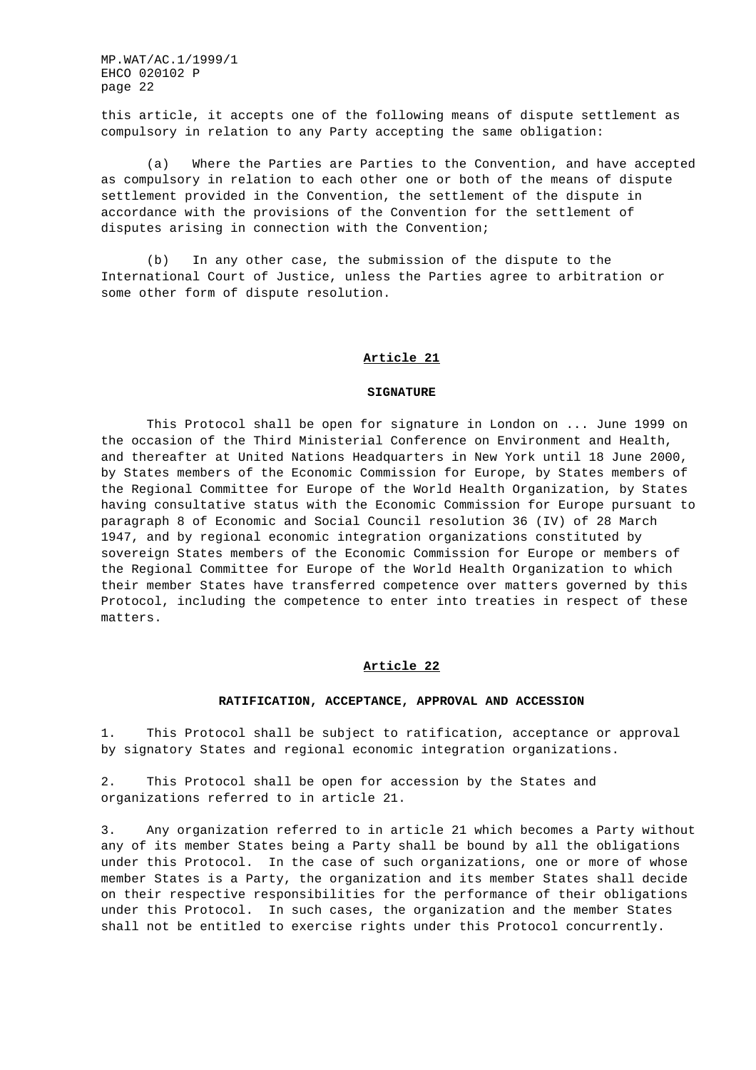this article, it accepts one of the following means of dispute settlement as compulsory in relation to any Party accepting the same obligation:

(a) Where the Parties are Parties to the Convention, and have accepted as compulsory in relation to each other one or both of the means of dispute settlement provided in the Convention, the settlement of the dispute in accordance with the provisions of the Convention for the settlement of disputes arising in connection with the Convention;

(b) In any other case, the submission of the dispute to the International Court of Justice, unless the Parties agree to arbitration or some other form of dispute resolution.

## Article 21

### SIGNATURE

This Protocol shall be open for signature in London on ... June 1999 on the occasion of the Third Ministerial Conference on Environment and Health, and thereafter at United Nations Headquarters in New York until 18 June 2000, by States members of the Economic Commission for Europe, by States members of the Regional Committee for Europe of the World Health Organization, by States having consultative status with the Economic Commission for Europe pursuant to paragraph 8 of Economic and Social Council resolution 36 (IV) of 28 March 1947, and by regional economic integration organizations constituted by sovereign States members of the Economic Commission for Europe or members of the Regional Committee for Europe of the World Health Organization to which their member States have transferred competence over matters governed by this Protocol, including the competence to enter into treaties in respect of these matters.

## Article 22

### RATIFICATION, ACCEPTANCE, APPROVAL AND ACCESSION

1. This Protocol shall be subject to ratification, acceptance or approval by signatory States and regional economic integration organizations.

2. This Protocol shall be open for accession by the States and organizations referred to in article 21.

3. Any organization referred to in article 21 which becomes a Party without any of its member States being a Party shall be bound by all the obligations under this Protocol. In the case of such organizations, one or more of whose member States is a Party, the organization and its member States shall decide on their respective responsibilities for the performance of their obligations under this Protocol. In such cases, the organization and the member States shall not be entitled to exercise rights under this Protocol concurrently.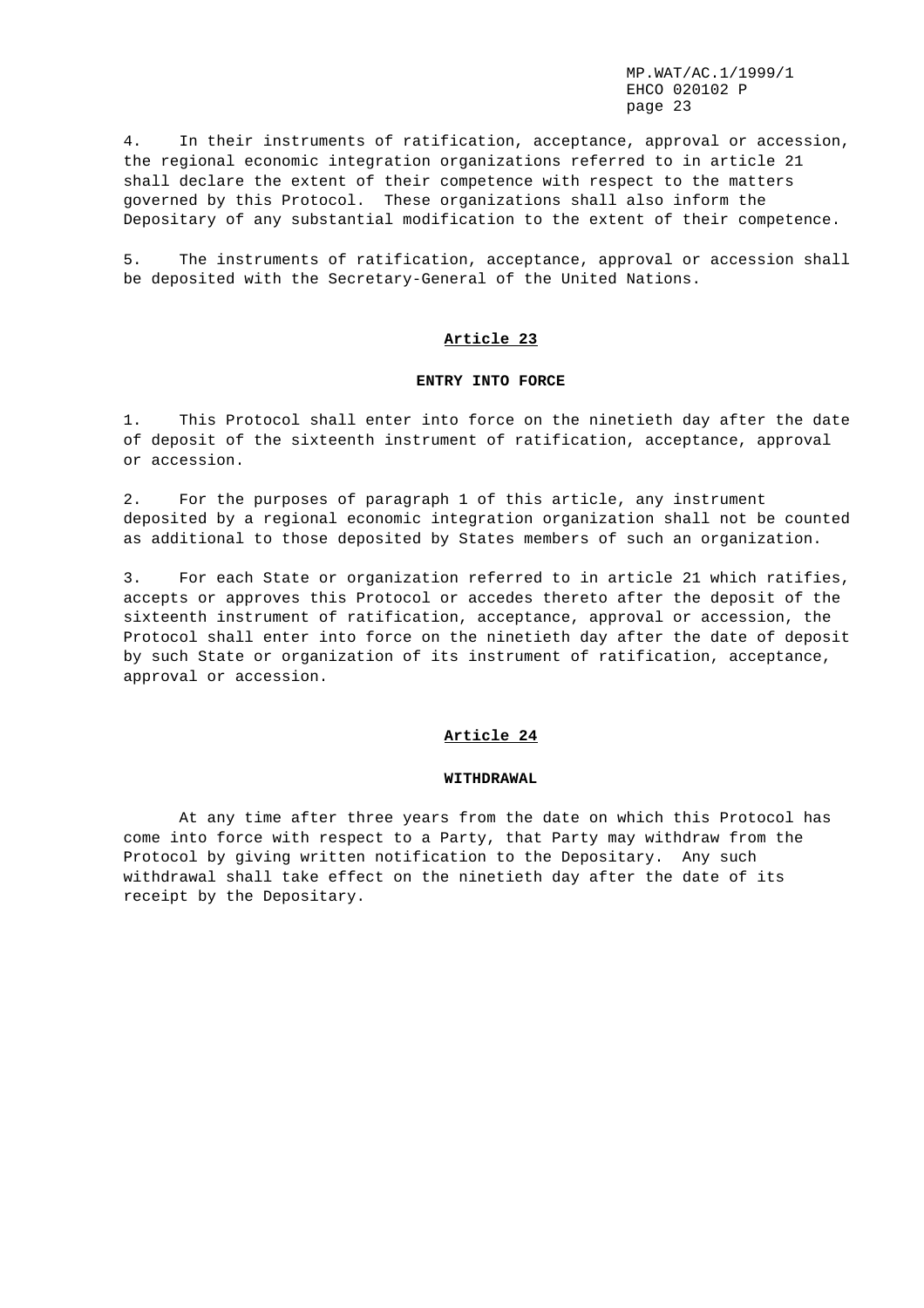4. In their instruments of ratification, acceptance, approval or accession, the regional economic integration organizations referred to in article 21 shall declare the extent of their competence with respect to the matters governed by this Protocol. These organizations shall also inform the Depositary of any substantial modification to the extent of their competence.

5. The instruments of ratification, acceptance, approval or accession shall be deposited with the Secretary-General of the United Nations.

## Article 23

### ENTRY INTO FORCE

1. This Protocol shall enter into force on the ninetieth day after the date of deposit of the sixteenth instrument of ratification, acceptance, approval or accession.

2. For the purposes of paragraph 1 of this article, any instrument deposited by a regional economic integration organization shall not be counted as additional to those deposited by States members of such an organization.

3. For each State or organization referred to in article 21 which ratifies, accepts or approves this Protocol or accedes thereto after the deposit of the sixteenth instrument of ratification, acceptance, approval or accession, the Protocol shall enter into force on the ninetieth day after the date of deposit by such State or organization of its instrument of ratification, acceptance, approval or accession.

## Article 24

### WITHDRAWAL

At any time after three years from the date on which this Protocol has come into force with respect to a Party, that Party may withdraw from the Protocol by giving written notification to the Depositary. Any such withdrawal shall take effect on the ninetieth day after the date of its receipt by the Depositary.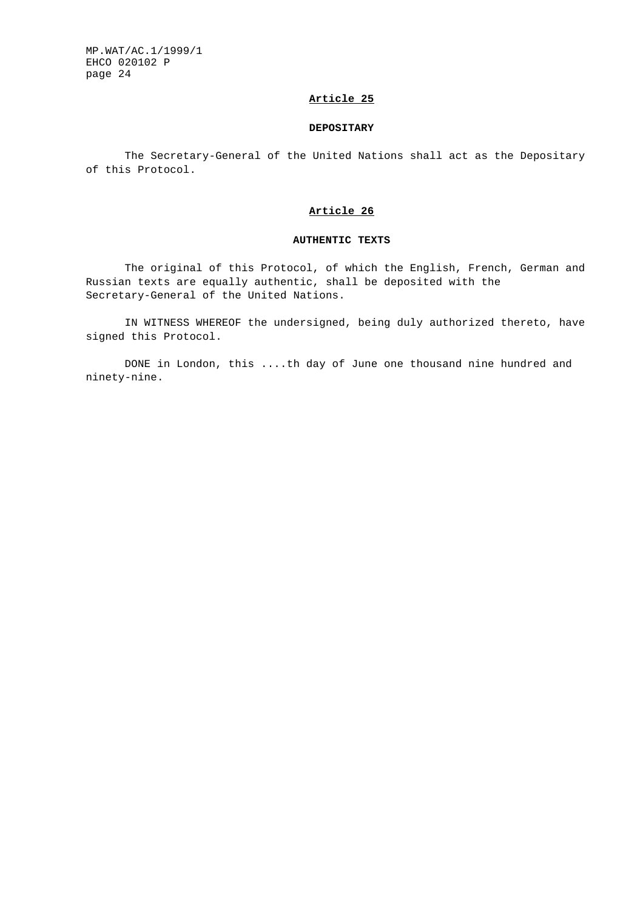## Article 25

### DEPOSITARY

The Secretary-General of the United Nations shall act as the Depositary of this Protocol.

## Article 26

### AUTHENTIC TEXTS

The original of this Protocol, of which the English, French, German and Russian texts are equally authentic, shall be deposited with the Secretary-General of the United Nations.

IN WITNESS WHEREOF the undersigned, being duly authorized thereto, have signed this Protocol.

DONE in London, this ....th day of June one thousand nine hundred and ninety-nine.